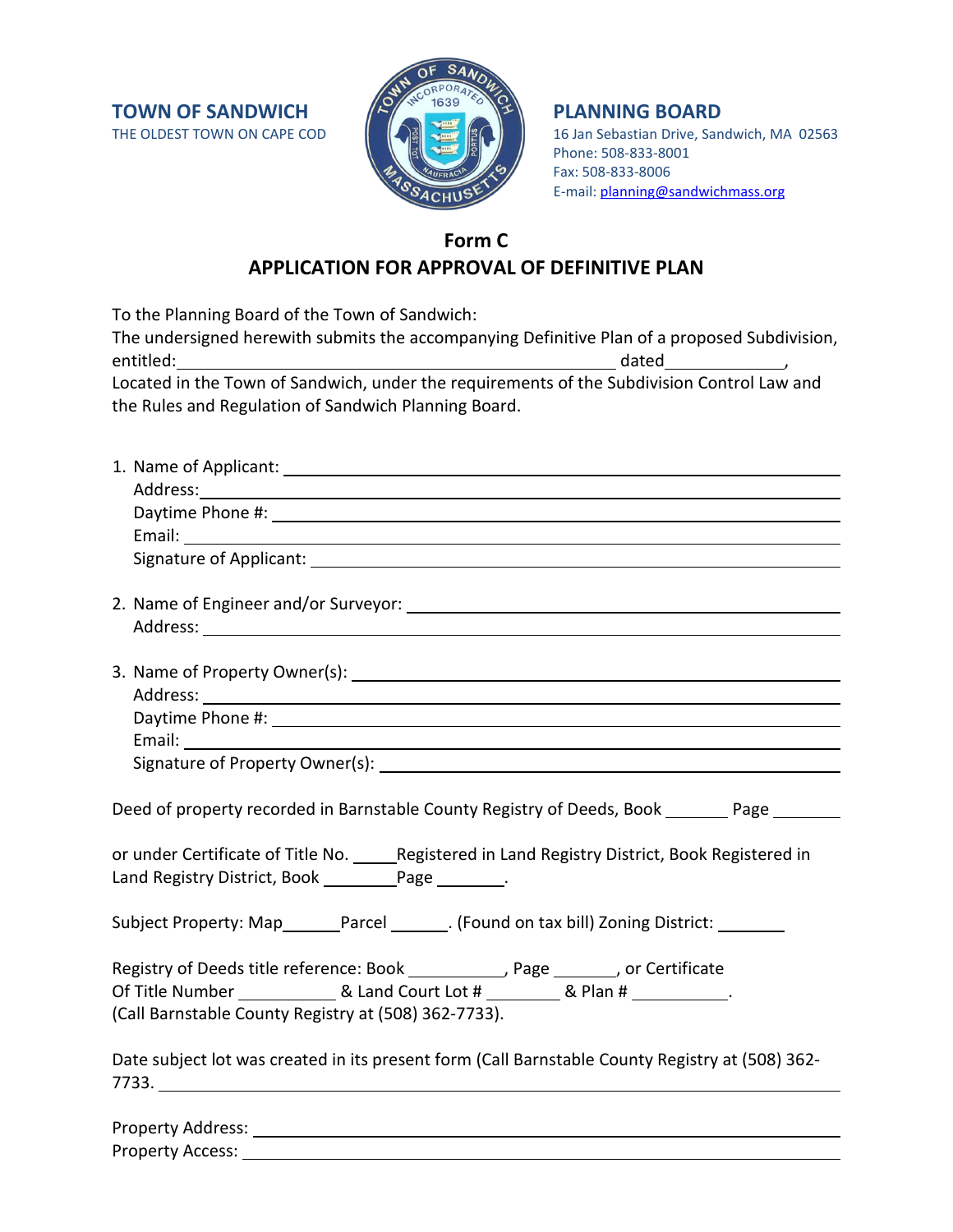**TOWN OF SANDWICH**
THE OLDEST TOWN ON CAPE COD

**PLANNING BOARD**
16 Jan Sebastian Drive, Sandwich, MA 02563
Phone: 508-833-8001
Fax: 508-833-8006
E-mail: planning@sandwichmass.org

# Form C
## APPLICATION FOR APPROVAL OF DEFINITIVE PLAN

To the Planning Board of the Town of Sandwich:
The undersigned herewith submits the accompanying Definitive Plan of a proposed Subdivision, entitled:\_\_\_\_\_\_\_\_\_\_\_\_\_\_\_\_\_\_\_\_\_\_\_\_\_\_\_\_\_\_\_\_ dated\_\_\_\_\_\_\_\_\_\_,
Located in the Town of Sandwich, under the requirements of the Subdivision Control Law and the Rules and Regulation of Sandwich Planning Board.

1. Name of Applicant: \_\_\_\_\_\_\_\_\_\_\_\_\_\_\_\_\_\_\_\_\_\_\_\_\_\_\_\_\_\_
   Address:\_\_\_\_\_\_\_\_\_\_\_\_\_\_\_\_\_\_\_\_\_\_\_\_\_\_\_\_\_\_
   Daytime Phone #: \_\_\_\_\_\_\_\_\_\_\_\_\_\_\_\_\_\_\_\_\_\_\_\_\_\_\_\_\_\_
   Email: \_\_\_\_\_\_\_\_\_\_\_\_\_\_\_\_\_\_\_\_\_\_\_\_\_\_\_\_\_\_
   Signature of Applicant: \_\_\_\_\_\_\_\_\_\_\_\_\_\_\_\_\_\_\_\_\_\_\_\_\_\_\_\_\_\_

2. Name of Engineer and/or Surveyor: \_\_\_\_\_\_\_\_\_\_\_\_\_\_\_\_\_\_\_\_\_\_\_\_\_\_\_\_\_\_
   Address: \_\_\_\_\_\_\_\_\_\_\_\_\_\_\_\_\_\_\_\_\_\_\_\_\_\_\_\_\_\_

3. Name of Property Owner(s): \_\_\_\_\_\_\_\_\_\_\_\_\_\_\_\_\_\_\_\_\_\_\_\_\_\_\_\_\_\_
   Address: \_\_\_\_\_\_\_\_\_\_\_\_\_\_\_\_\_\_\_\_\_\_\_\_\_\_\_\_\_\_
   Daytime Phone #: \_\_\_\_\_\_\_\_\_\_\_\_\_\_\_\_\_\_\_\_\_\_\_\_\_\_\_\_\_\_
   Email: \_\_\_\_\_\_\_\_\_\_\_\_\_\_\_\_\_\_\_\_\_\_\_\_\_\_\_\_\_\_
   Signature of Property Owner(s): \_\_\_\_\_\_\_\_\_\_\_\_\_\_\_\_\_\_\_\_\_\_\_\_\_\_\_\_\_\_

Deed of property recorded in Barnstable County Registry of Deeds, Book \_\_\_\_\_\_ Page \_\_\_\_\_\_

or under Certificate of Title No. \_\_\_\_\_Registered in Land Registry District, Book Registered in Land Registry District, Book \_\_\_\_\_\_\_\_Page \_\_\_\_\_\_\_.

Subject Property: Map\_\_\_\_\_\_Parcel \_\_\_\_\_\_. (Found on tax bill) Zoning District: \_\_\_\_\_\_\_

Registry of Deeds title reference: Book \_\_\_\_\_\_\_\_\_\_, Page \_\_\_\_\_\_, or Certificate Of Title Number \_\_\_\_\_\_\_\_\_\_ & Land Court Lot # \_\_\_\_\_\_\_\_ & Plan # \_\_\_\_\_\_\_\_\_\_.
(Call Barnstable County Registry at (508) 362-7733).

Date subject lot was created in its present form (Call Barnstable County Registry at (508) 362-7733. \_\_\_\_\_\_\_\_\_\_\_\_\_\_\_\_\_\_\_\_\_\_\_\_\_\_\_\_\_\_

Property Address: \_\_\_\_\_\_\_\_\_\_\_\_\_\_\_\_\_\_\_\_\_\_\_\_\_\_\_\_\_\_
Property Access: \_\_\_\_\_\_\_\_\_\_\_\_\_\_\_\_\_\_\_\_\_\_\_\_\_\_\_\_\_\_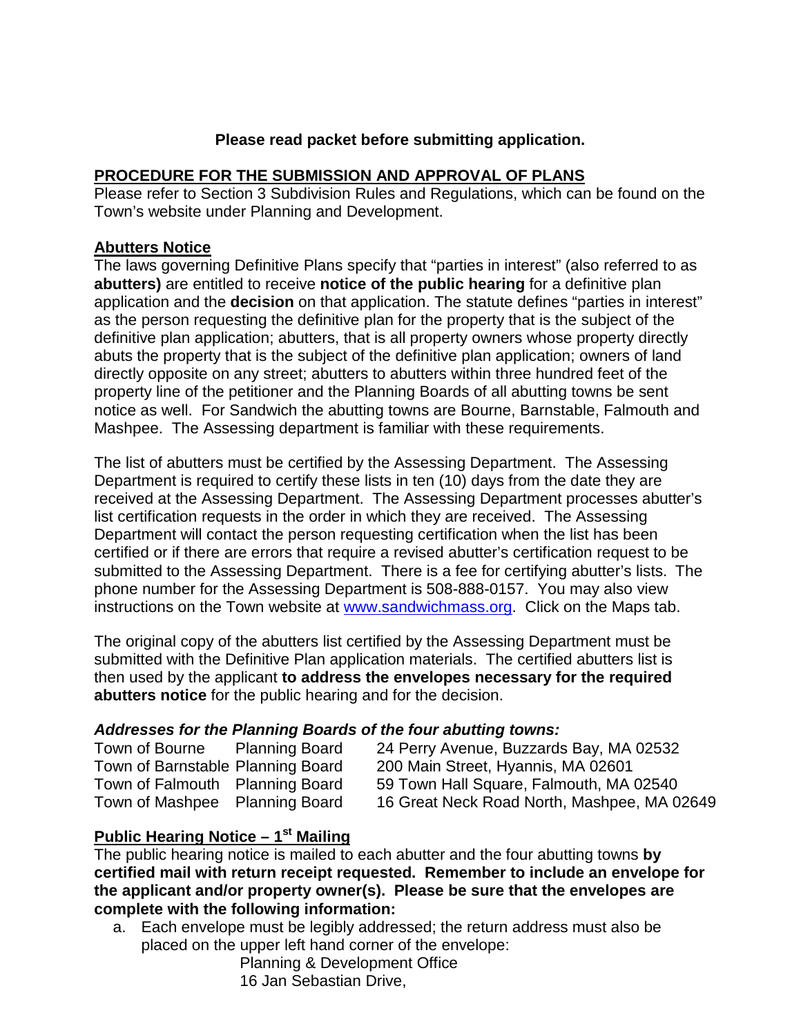**Please read packet before submitting application.**

## PROCEDURE FOR THE SUBMISSION AND APPROVAL OF PLANS

Please refer to Section 3 Subdivision Rules and Regulations, which can be found on the Town's website under Planning and Development.

## Abutters Notice

The laws governing Definitive Plans specify that "parties in interest" (also referred to as **abutters)** are entitled to receive **notice of the public hearing** for a definitive plan application and the **decision** on that application. The statute defines "parties in interest" as the person requesting the definitive plan for the property that is the subject of the definitive plan application; abutters, that is all property owners whose property directly abuts the property that is the subject of the definitive plan application; owners of land directly opposite on any street; abutters to abutters within three hundred feet of the property line of the petitioner and the Planning Boards of all abutting towns be sent notice as well. For Sandwich the abutting towns are Bourne, Barnstable, Falmouth and Mashpee. The Assessing department is familiar with these requirements.

The list of abutters must be certified by the Assessing Department. The Assessing Department is required to certify these lists in ten (10) days from the date they are received at the Assessing Department. The Assessing Department processes abutter's list certification requests in the order in which they are received. The Assessing Department will contact the person requesting certification when the list has been certified or if there are errors that require a revised abutter's certification request to be submitted to the Assessing Department. There is a fee for certifying abutter's lists. The phone number for the Assessing Department is 508-888-0157. You may also view instructions on the Town website at www.sandwichmass.org. Click on the Maps tab.

The original copy of the abutters list certified by the Assessing Department must be submitted with the Definitive Plan application materials. The certified abutters list is then used by the applicant **to address the envelopes necessary for the required abutters notice** for the public hearing and for the decision.

### *Addresses for the Planning Boards of the four abutting towns:*

| | | |
|---|---|---|
| Town of Bourne | Planning Board | 24 Perry Avenue, Buzzards Bay, MA 02532 |
| Town of Barnstable | Planning Board | 200 Main Street, Hyannis, MA 02601 |
| Town of Falmouth | Planning Board | 59 Town Hall Square, Falmouth, MA 02540 |
| Town of Mashpee | Planning Board | 16 Great Neck Road North, Mashpee, MA 02649 |

## Public Hearing Notice – 1st Mailing

The public hearing notice is mailed to each abutter and the four abutting towns **by certified mail with return receipt requested. Remember to include an envelope for the applicant and/or property owner(s). Please be sure that the envelopes are complete with the following information:**

a. Each envelope must be legibly addressed; the return address must also be placed on the upper left hand corner of the envelope:

   Planning & Development Office
   16 Jan Sebastian Drive,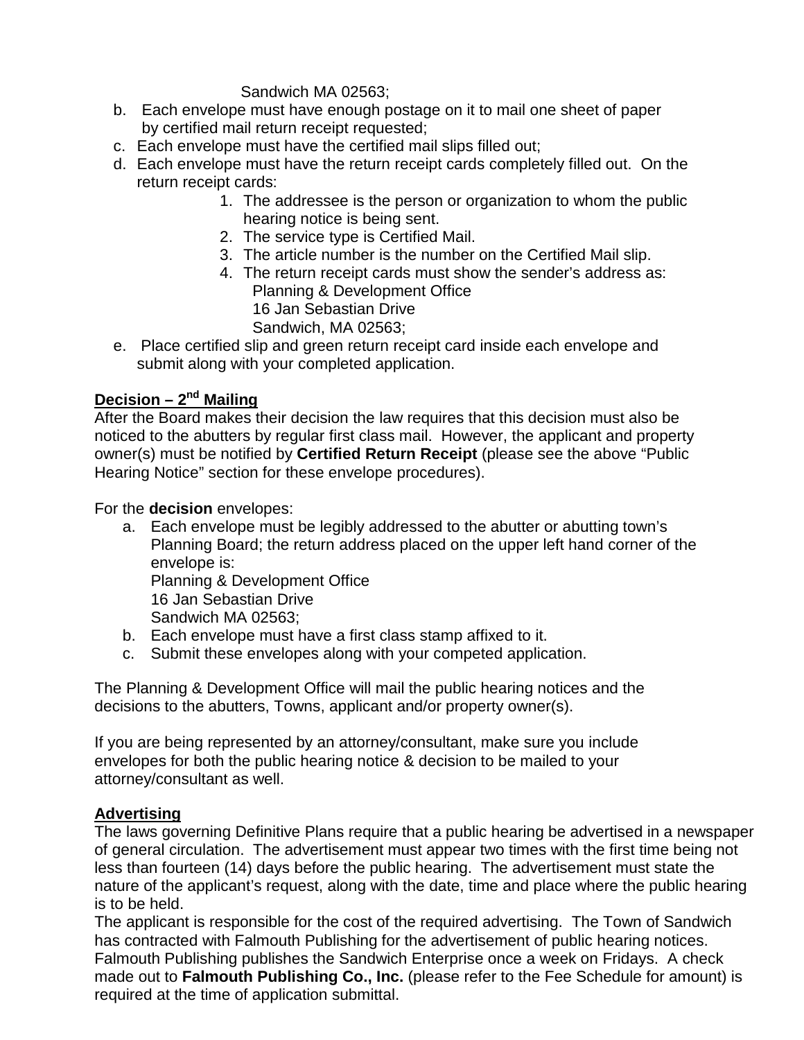Sandwich MA 02563;

b. Each envelope must have enough postage on it to mail one sheet of paper by certified mail return receipt requested;
c. Each envelope must have the certified mail slips filled out;
d. Each envelope must have the return receipt cards completely filled out. On the return receipt cards:
   1. The addressee is the person or organization to whom the public hearing notice is being sent.
   2. The service type is Certified Mail.
   3. The article number is the number on the Certified Mail slip.
   4. The return receipt cards must show the sender's address as:
      Planning & Development Office
      16 Jan Sebastian Drive
      Sandwich, MA 02563;
e. Place certified slip and green return receipt card inside each envelope and submit along with your completed application.

**Decision – 2nd Mailing**

After the Board makes their decision the law requires that this decision must also be noticed to the abutters by regular first class mail. However, the applicant and property owner(s) must be notified by **Certified Return Receipt** (please see the above "Public Hearing Notice" section for these envelope procedures).

For the **decision** envelopes:

a. Each envelope must be legibly addressed to the abutter or abutting town's Planning Board; the return address placed on the upper left hand corner of the envelope is:
   Planning & Development Office
   16 Jan Sebastian Drive
   Sandwich MA 02563;
b. Each envelope must have a first class stamp affixed to it.
c. Submit these envelopes along with your competed application.

The Planning & Development Office will mail the public hearing notices and the decisions to the abutters, Towns, applicant and/or property owner(s).

If you are being represented by an attorney/consultant, make sure you include envelopes for both the public hearing notice & decision to be mailed to your attorney/consultant as well.

**Advertising**

The laws governing Definitive Plans require that a public hearing be advertised in a newspaper of general circulation. The advertisement must appear two times with the first time being not less than fourteen (14) days before the public hearing. The advertisement must state the nature of the applicant's request, along with the date, time and place where the public hearing is to be held.

The applicant is responsible for the cost of the required advertising. The Town of Sandwich has contracted with Falmouth Publishing for the advertisement of public hearing notices. Falmouth Publishing publishes the Sandwich Enterprise once a week on Fridays. A check made out to **Falmouth Publishing Co., Inc.** (please refer to the Fee Schedule for amount) is required at the time of application submittal.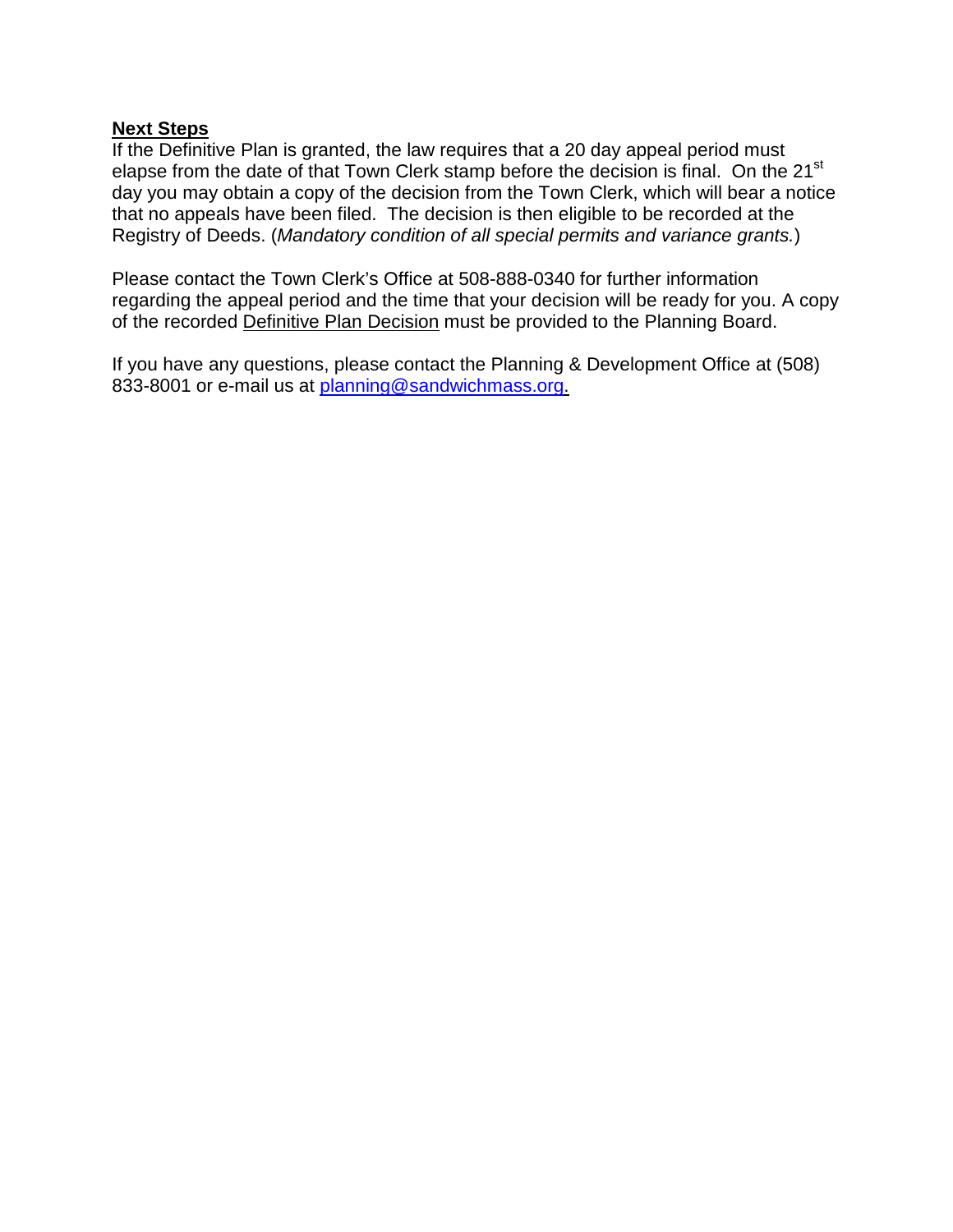## Next Steps

If the Definitive Plan is granted, the law requires that a 20 day appeal period must elapse from the date of that Town Clerk stamp before the decision is final. On the 21st day you may obtain a copy of the decision from the Town Clerk, which will bear a notice that no appeals have been filed. The decision is then eligible to be recorded at the Registry of Deeds. (*Mandatory condition of all special permits and variance grants.*)

Please contact the Town Clerk's Office at 508-888-0340 for further information regarding the appeal period and the time that your decision will be ready for you. A copy of the recorded Definitive Plan Decision must be provided to the Planning Board.

If you have any questions, please contact the Planning & Development Office at (508) 833-8001 or e-mail us at planning@sandwichmass.org.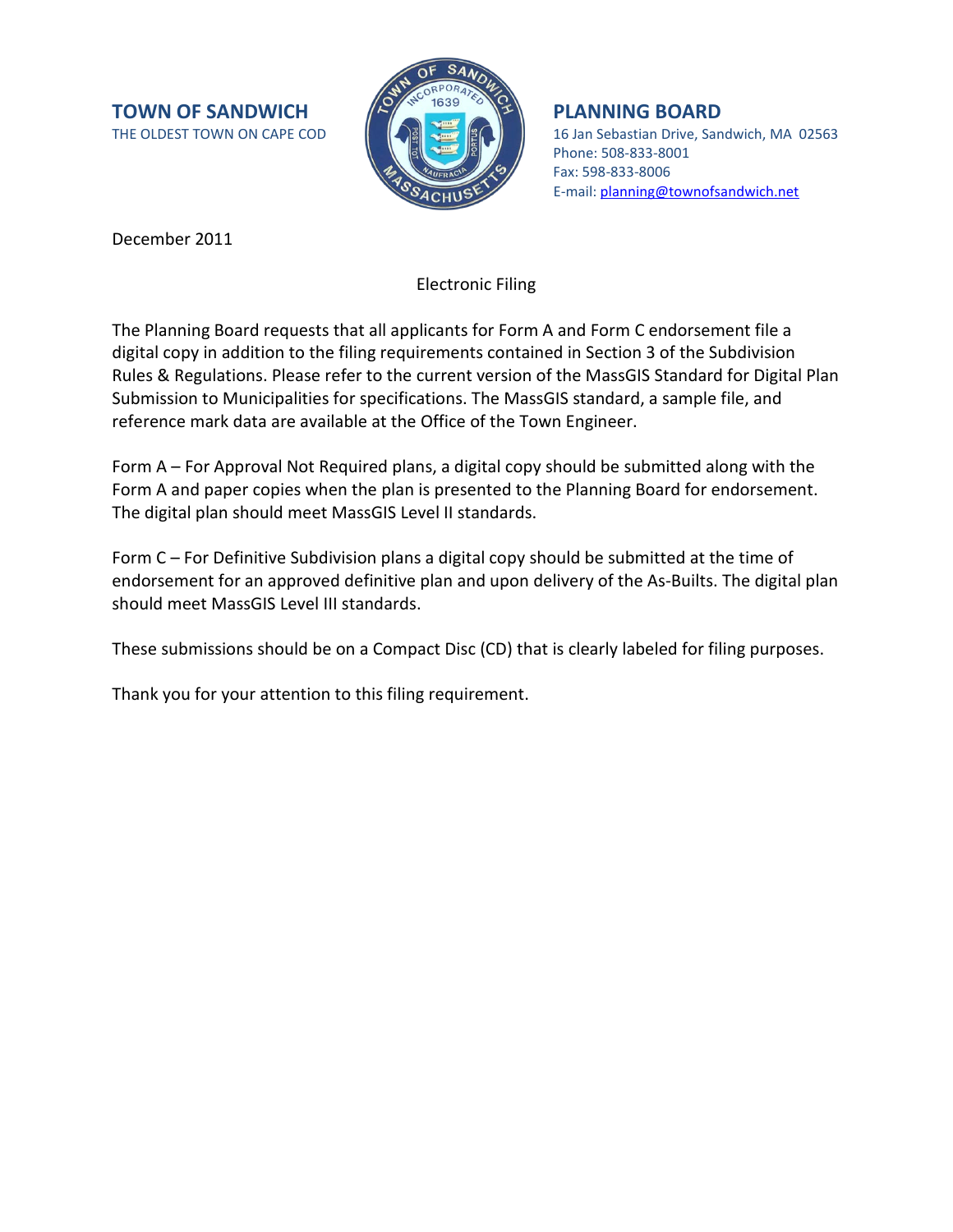**TOWN OF SANDWICH**
THE OLDEST TOWN ON CAPE COD

**PLANNING BOARD**
16 Jan Sebastian Drive, Sandwich, MA 02563
Phone: 508-833-8001
Fax: 598-833-8006
E-mail: planning@townofsandwich.net

December 2011

Electronic Filing

The Planning Board requests that all applicants for Form A and Form C endorsement file a digital copy in addition to the filing requirements contained in Section 3 of the Subdivision Rules & Regulations. Please refer to the current version of the MassGIS Standard for Digital Plan Submission to Municipalities for specifications. The MassGIS standard, a sample file, and reference mark data are available at the Office of the Town Engineer.

Form A – For Approval Not Required plans, a digital copy should be submitted along with the Form A and paper copies when the plan is presented to the Planning Board for endorsement. The digital plan should meet MassGIS Level II standards.

Form C – For Definitive Subdivision plans a digital copy should be submitted at the time of endorsement for an approved definitive plan and upon delivery of the As-Builts. The digital plan should meet MassGIS Level III standards.

These submissions should be on a Compact Disc (CD) that is clearly labeled for filing purposes.

Thank you for your attention to this filing requirement.